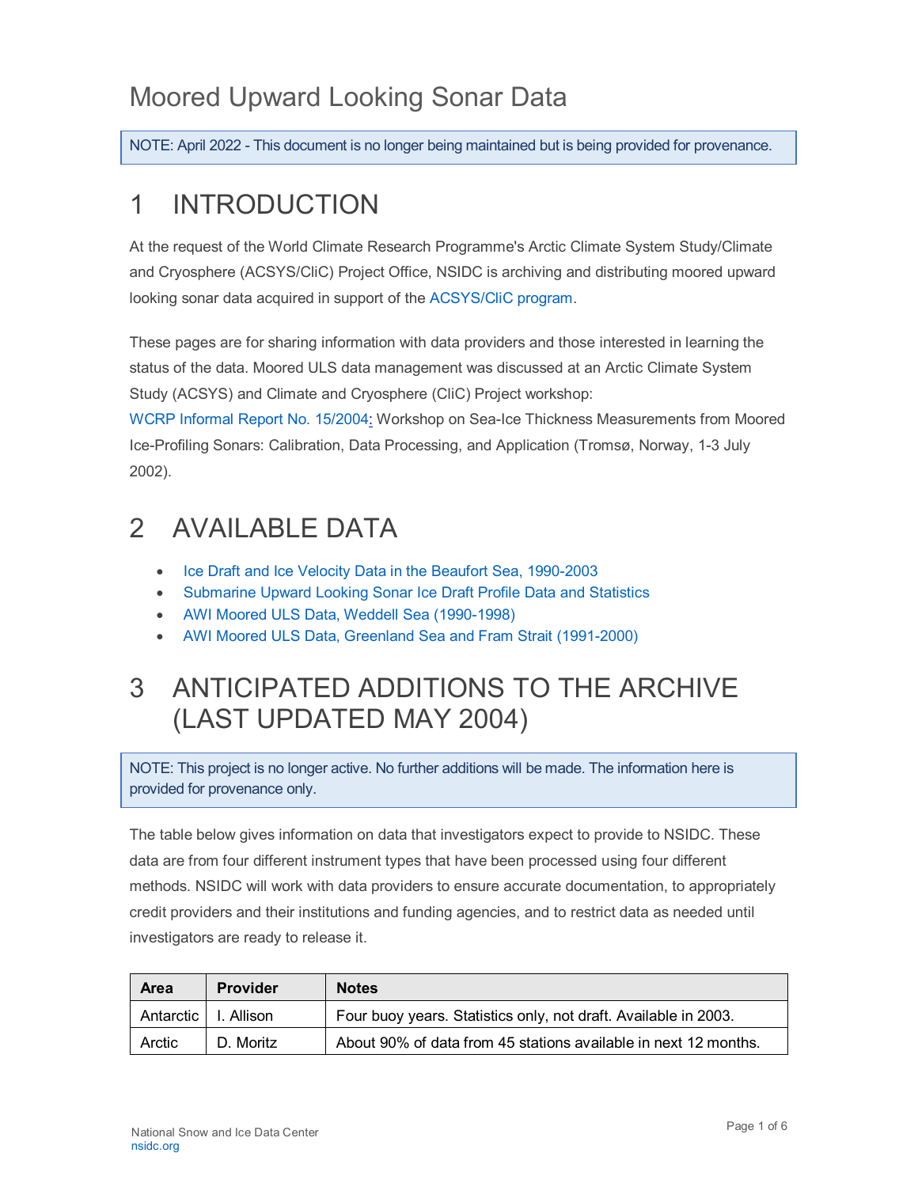# Moored Upward Looking Sonar Data

> NOTE: April 2022 - This document is no longer being maintained but is being provided for provenance.

# 1 INTRODUCTION

At the request of the World Climate Research Programme's Arctic Climate System Study/Climate and Cryosphere (ACSYS/CliC) Project Office, NSIDC is archiving and distributing moored upward looking sonar data acquired in support of the ACSYS/CliC program.

These pages are for sharing information with data providers and those interested in learning the status of the data. Moored ULS data management was discussed at an Arctic Climate System Study (ACSYS) and Climate and Cryosphere (CliC) Project workshop: WCRP Informal Report No. 15/2004: Workshop on Sea-Ice Thickness Measurements from Moored Ice-Profiling Sonars: Calibration, Data Processing, and Application (Tromsø, Norway, 1-3 July 2002).

# 2 AVAILABLE DATA

- Ice Draft and Ice Velocity Data in the Beaufort Sea, 1990-2003
- Submarine Upward Looking Sonar Ice Draft Profile Data and Statistics
- AWI Moored ULS Data, Weddell Sea (1990-1998)
- AWI Moored ULS Data, Greenland Sea and Fram Strait (1991-2000)

# 3 ANTICIPATED ADDITIONS TO THE ARCHIVE (LAST UPDATED MAY 2004)

> NOTE: This project is no longer active. No further additions will be made. The information here is provided for provenance only.

The table below gives information on data that investigators expect to provide to NSIDC. These data are from four different instrument types that have been processed using four different methods. NSIDC will work with data providers to ensure accurate documentation, to appropriately credit providers and their institutions and funding agencies, and to restrict data as needed until investigators are ready to release it.

| Area | Provider | Notes |
|---|---|---|
| Antarctic | I. Allison | Four buoy years. Statistics only, not draft. Available in 2003. |
| Arctic | D. Moritz | About 90% of data from 45 stations available in next 12 months. |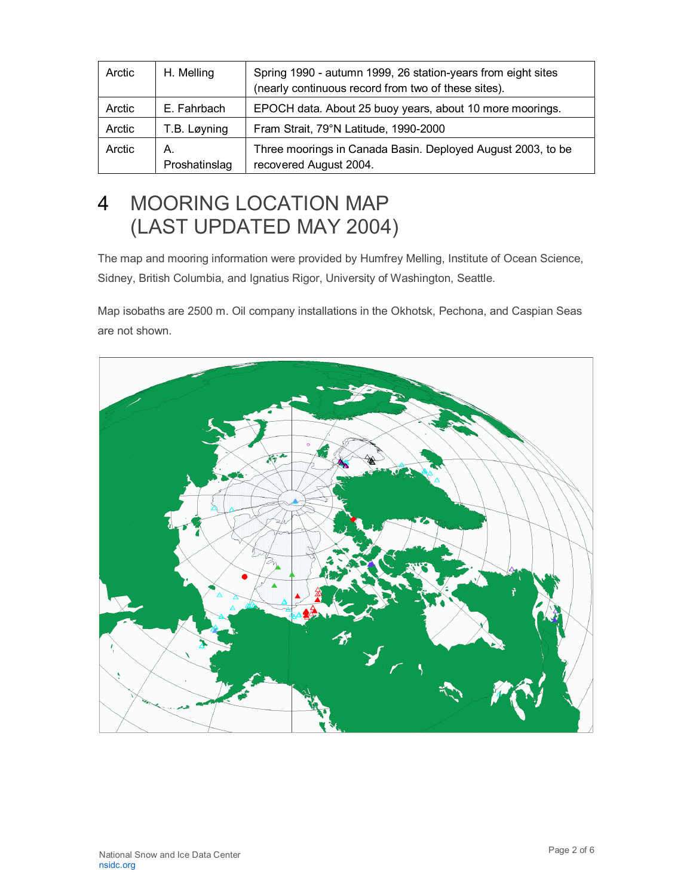| Arctic | H. Melling | Spring 1990 - autumn 1999, 26 station-years from eight sites (nearly continuous record from two of these sites). |
| --- | --- | --- |
| Arctic | E. Fahrbach | EPOCH data. About 25 buoy years, about 10 more moorings. |
| Arctic | T.B. Løyning | Fram Strait, 79°N Latitude, 1990-2000 |
| Arctic | A. Proshatinslag | Three moorings in Canada Basin. Deployed August 2003, to be recovered August 2004. |

# 4 MOORING LOCATION MAP (LAST UPDATED MAY 2004)

The map and mooring information were provided by Humfrey Melling, Institute of Ocean Science, Sidney, British Columbia, and Ignatius Rigor, University of Washington, Seattle.

Map isobaths are 2500 m. Oil company installations in the Okhotsk, Pechona, and Caspian Seas are not shown.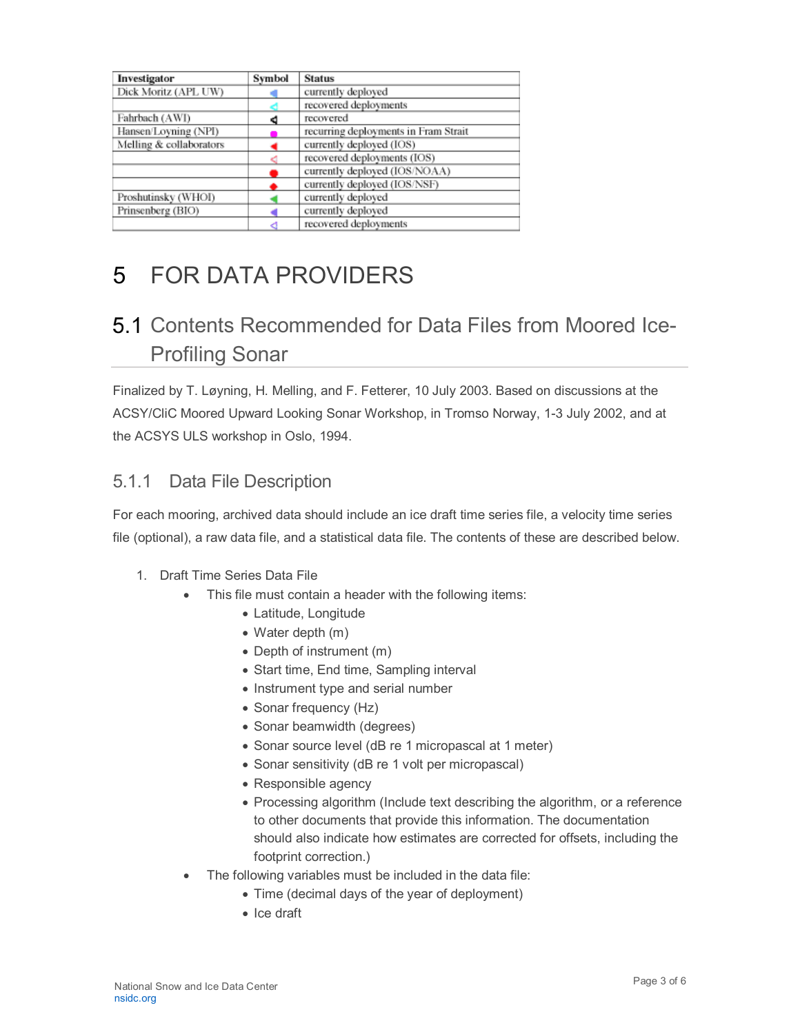| Investigator | Symbol | Status |
| --- | --- | --- |
| Dick Moritz (APL UW) | ◀ | currently deployed |
| | ◁ | recovered deployments |
| Fahrbach (AWI) | ◀ | recovered |
| Hansen/Loyning (NPI) | ● | recurring deployments in Fram Strait |
| Melling & collaborators | ◀ | currently deployed (IOS) |
| | ◁ | recovered deployments (IOS) |
| | ● | currently deployed (IOS/NOAA) |
| | ◆ | currently deployed (IOS/NSF) |
| Proshutinsky (WHOI) | ◀ | currently deployed |
| Prinsenberg (BIO) | ◀ | currently deployed |
| | ◁ | recovered deployments |

# 5 FOR DATA PROVIDERS

## 5.1 Contents Recommended for Data Files from Moored Ice-Profiling Sonar

Finalized by T. Løyning, H. Melling, and F. Fetterer, 10 July 2003. Based on discussions at the ACSY/CliC Moored Upward Looking Sonar Workshop, in Tromso Norway, 1-3 July 2002, and at the ACSYS ULS workshop in Oslo, 1994.

### 5.1.1 Data File Description

For each mooring, archived data should include an ice draft time series file, a velocity time series file (optional), a raw data file, and a statistical data file. The contents of these are described below.

1. Draft Time Series Data File
   - This file must contain a header with the following items:
     - Latitude, Longitude
     - Water depth (m)
     - Depth of instrument (m)
     - Start time, End time, Sampling interval
     - Instrument type and serial number
     - Sonar frequency (Hz)
     - Sonar beamwidth (degrees)
     - Sonar source level (dB re 1 micropascal at 1 meter)
     - Sonar sensitivity (dB re 1 volt per micropascal)
     - Responsible agency
     - Processing algorithm (Include text describing the algorithm, or a reference to other documents that provide this information. The documentation should also indicate how estimates are corrected for offsets, including the footprint correction.)
   - The following variables must be included in the data file:
     - Time (decimal days of the year of deployment)
     - Ice draft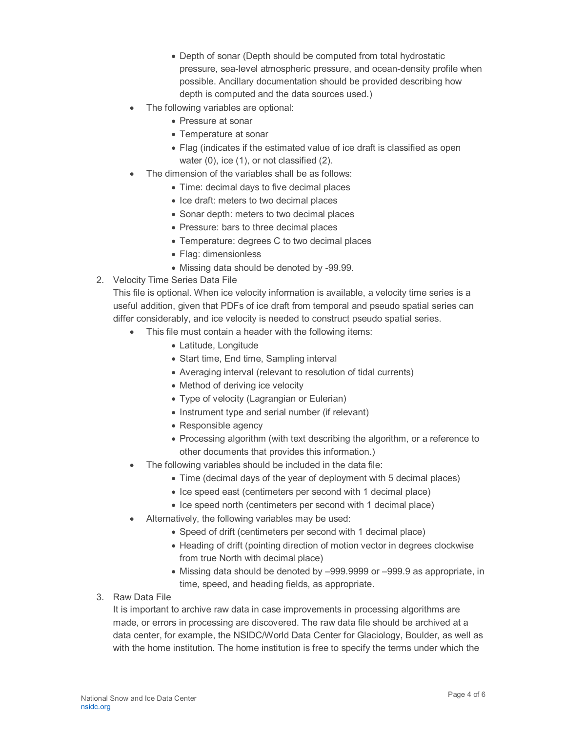- Depth of sonar (Depth should be computed from total hydrostatic pressure, sea-level atmospheric pressure, and ocean-density profile when possible. Ancillary documentation should be provided describing how depth is computed and the data sources used.)
    - The following variables are optional:
        - Pressure at sonar
        - Temperature at sonar
        - Flag (indicates if the estimated value of ice draft is classified as open water (0), ice (1), or not classified (2).
    - The dimension of the variables shall be as follows:
        - Time: decimal days to five decimal places
        - Ice draft: meters to two decimal places
        - Sonar depth: meters to two decimal places
        - Pressure: bars to three decimal places
        - Temperature: degrees C to two decimal places
        - Flag: dimensionless
        - Missing data should be denoted by -99.99.
2. Velocity Time Series Data File
   This file is optional. When ice velocity information is available, a velocity time series is a useful addition, given that PDFs of ice draft from temporal and pseudo spatial series can differ considerably, and ice velocity is needed to construct pseudo spatial series.
    - This file must contain a header with the following items:
        - Latitude, Longitude
        - Start time, End time, Sampling interval
        - Averaging interval (relevant to resolution of tidal currents)
        - Method of deriving ice velocity
        - Type of velocity (Lagrangian or Eulerian)
        - Instrument type and serial number (if relevant)
        - Responsible agency
        - Processing algorithm (with text describing the algorithm, or a reference to other documents that provides this information.)
    - The following variables should be included in the data file:
        - Time (decimal days of the year of deployment with 5 decimal places)
        - Ice speed east (centimeters per second with 1 decimal place)
        - Ice speed north (centimeters per second with 1 decimal place)
    - Alternatively, the following variables may be used:
        - Speed of drift (centimeters per second with 1 decimal place)
        - Heading of drift (pointing direction of motion vector in degrees clockwise from true North with decimal place)
        - Missing data should be denoted by –999.9999 or –999.9 as appropriate, in time, speed, and heading fields, as appropriate.
3. Raw Data File
   It is important to archive raw data in case improvements in processing algorithms are made, or errors in processing are discovered. The raw data file should be archived at a data center, for example, the NSIDC/World Data Center for Glaciology, Boulder, as well as with the home institution. The home institution is free to specify the terms under which the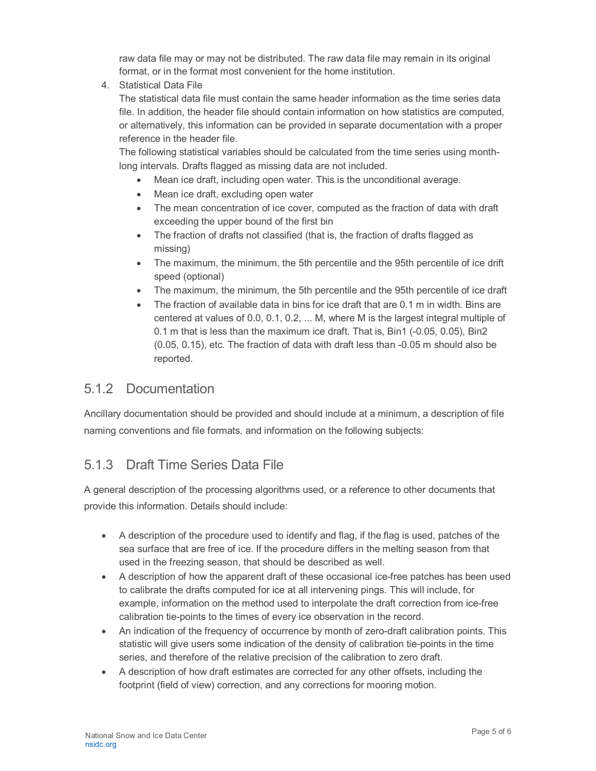raw data file may or may not be distributed. The raw data file may remain in its original format, or in the format most convenient for the home institution.

4. Statistical Data File
   The statistical data file must contain the same header information as the time series data file. In addition, the header file should contain information on how statistics are computed, or alternatively, this information can be provided in separate documentation with a proper reference in the header file.
   The following statistical variables should be calculated from the time series using month-long intervals. Drafts flagged as missing data are not included.
   - Mean ice draft, including open water. This is the unconditional average.
   - Mean ice draft, excluding open water
   - The mean concentration of ice cover, computed as the fraction of data with draft exceeding the upper bound of the first bin
   - The fraction of drafts not classified (that is, the fraction of drafts flagged as missing)
   - The maximum, the minimum, the 5th percentile and the 95th percentile of ice drift speed (optional)
   - The maximum, the minimum, the 5th percentile and the 95th percentile of ice draft
   - The fraction of available data in bins for ice draft that are 0.1 m in width. Bins are centered at values of 0.0, 0.1, 0.2, ... M, where M is the largest integral multiple of 0.1 m that is less than the maximum ice draft. That is, Bin1 (-0.05, 0.05), Bin2 (0.05, 0.15), etc. The fraction of data with draft less than -0.05 m should also be reported.

### 5.1.2 Documentation

Ancillary documentation should be provided and should include at a minimum, a description of file naming conventions and file formats, and information on the following subjects:

### 5.1.3 Draft Time Series Data File

A general description of the processing algorithms used, or a reference to other documents that provide this information. Details should include:

- A description of the procedure used to identify and flag, if the flag is used, patches of the sea surface that are free of ice. If the procedure differs in the melting season from that used in the freezing season, that should be described as well.
- A description of how the apparent draft of these occasional ice-free patches has been used to calibrate the drafts computed for ice at all intervening pings. This will include, for example, information on the method used to interpolate the draft correction from ice-free calibration tie-points to the times of every ice observation in the record.
- An indication of the frequency of occurrence by month of zero-draft calibration points. This statistic will give users some indication of the density of calibration tie-points in the time series, and therefore of the relative precision of the calibration to zero draft.
- A description of how draft estimates are corrected for any other offsets, including the footprint (field of view) correction, and any corrections for mooring motion.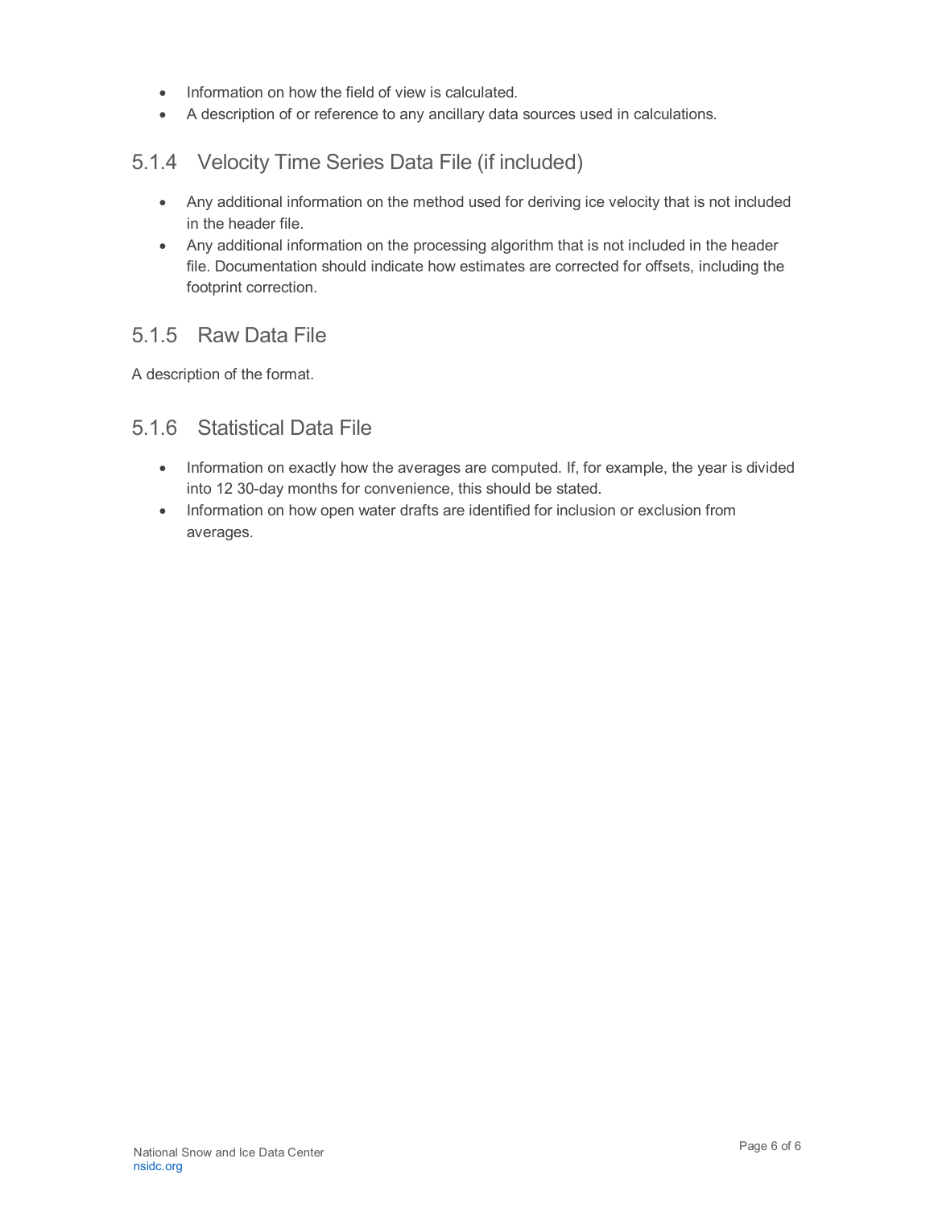- Information on how the field of view is calculated.
- A description of or reference to any ancillary data sources used in calculations.

### 5.1.4 Velocity Time Series Data File (if included)

- Any additional information on the method used for deriving ice velocity that is not included in the header file.
- Any additional information on the processing algorithm that is not included in the header file. Documentation should indicate how estimates are corrected for offsets, including the footprint correction.

### 5.1.5 Raw Data File

A description of the format.

### 5.1.6 Statistical Data File

- Information on exactly how the averages are computed. If, for example, the year is divided into 12 30-day months for convenience, this should be stated.
- Information on how open water drafts are identified for inclusion or exclusion from averages.